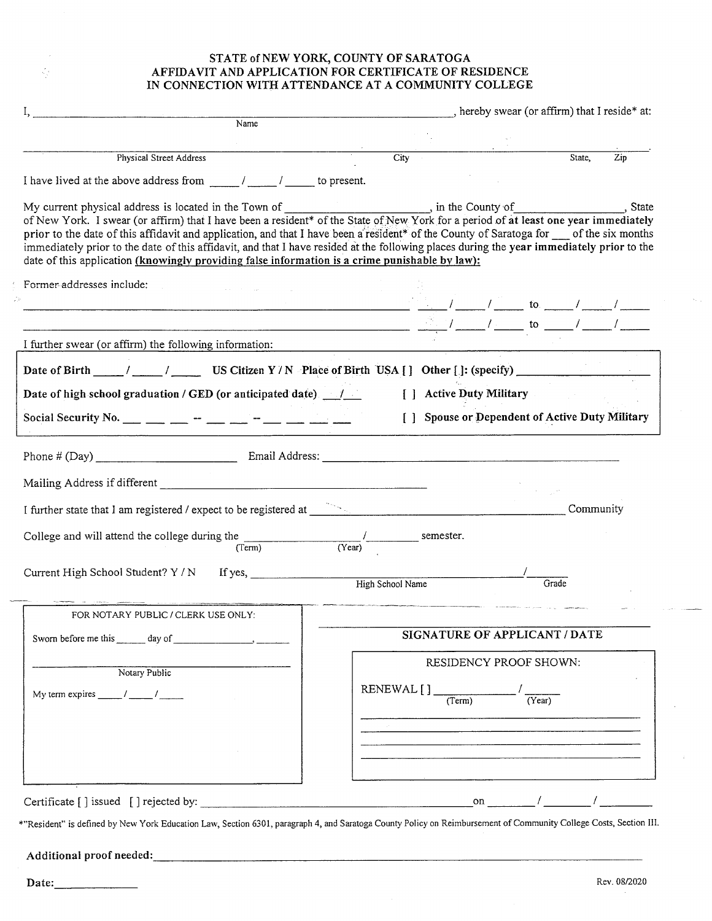# STATE of NEW YORK, COUNTY OF SARATOGA
## AFFIDAVIT AND APPLICATION FOR CERTIFICATE OF RESIDENCE IN CONNECTION WITH ATTENDANCE AT A COMMUNITY COLLEGE

I, ______________________________________________ (Name), hereby swear (or affirm) that I reside* at:

______________________________ (Physical Street Address) ______________ (City) ______ (State, Zip).

I have lived at the above address from _____ / _____ / _____ to present.

My current physical address is located in the Town of ____________________, in the County of________________, State of New York. I swear (or affirm) that I have been a resident* of the State of New York for a period of **at least one year immediately prior** to the date of this affidavit and application, and that I have been a resident* of the County of Saratoga for ___ of the six months immediately prior to the date of this affidavit, and that I have resided at the following places during the **year immediately prior** to the date of this application **(knowingly providing false information is a crime punishable by law):**

Former addresses include:

______________________________________________ ____/____/____ to ____/____/____

______________________________________________ ____/____/____ to ____/____/____

I further swear (or affirm) the following information:

**Date of Birth** _____ / _____ / _____ **US Citizen Y / N Place of Birth USA [ ] Other [ ]: (specify)** ______________

**Date of high school graduation / GED (or anticipated date)** ___/___ **[ ] Active Duty Military**

**Social Security No.** ___ ___ ___ -- ___ ___ -- ___ ___ ___ ___ **[ ] Spouse or Dependent of Active Duty Military**

Phone # (Day) ____________________ Email Address: ______________________________

Mailing Address if different ______________________________

I further state that I am registered / expect to be registered at ______________________________ Community College and will attend the college during the ______________ (Term) / ________ (Year) semester.

Current High School Student? Y / N If yes, ______________________________ (High School Name) / ______ (Grade)

FOR NOTARY PUBLIC / CLERK USE ONLY:

Sworn before me this ______ day of ______________, ______

______________________________
Notary Public

My term expires _____ / _____ / _____

______________________________
**SIGNATURE OF APPLICANT / DATE**

RESIDENCY PROOF SHOWN:

RENEWAL [ ] ______________ (Term) / ______ (Year)

______________________________

______________________________

______________________________

______________________________

Certificate [ ] issued [ ] rejected by: ______________________________ on ______ / ______ / ______

*"Resident" is defined by New York Education Law, Section 6301, paragraph 4, and Saratoga County Policy on Reimbursement of Community College Costs, Section III.

**Additional proof needed:** ______________________________

**Date:** ______________

Rev. 08/2020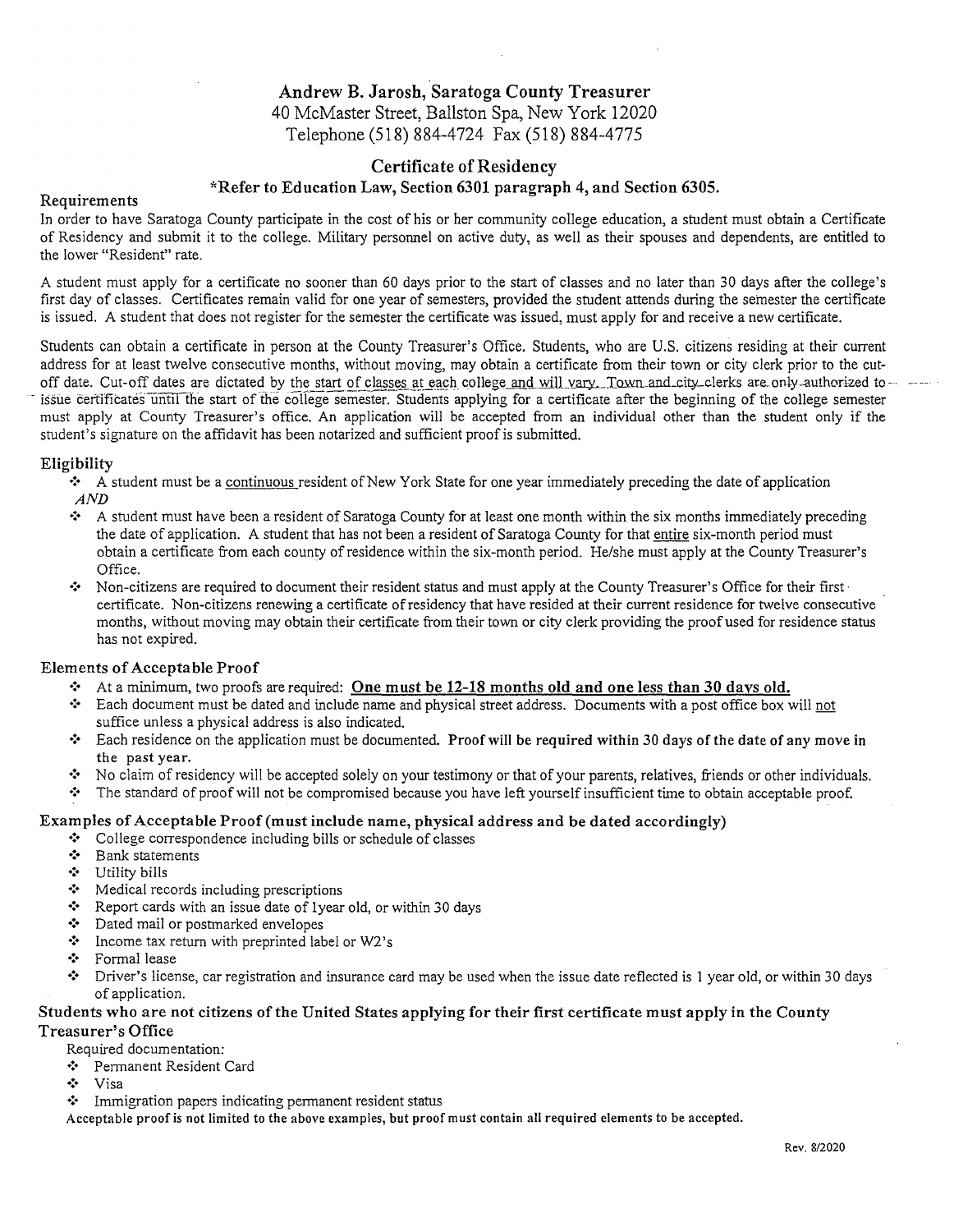# Andrew B. Jarosh, Saratoga County Treasurer

40 McMaster Street, Ballston Spa, New York 12020

Telephone (518) 884-4724 Fax (518) 884-4775

## Certificate of Residency

### *Refer to Education Law, Section 6301 paragraph 4, and Section 6305.

### Requirements

In order to have Saratoga County participate in the cost of his or her community college education, a student must obtain a Certificate of Residency and submit it to the college. Military personnel on active duty, as well as their spouses and dependents, are entitled to the lower "Resident" rate.

A student must apply for a certificate no sooner than 60 days prior to the start of classes and no later than 30 days after the college's first day of classes. Certificates remain valid for one year of semesters, provided the student attends during the semester the certificate is issued. A student that does not register for the semester the certificate was issued, must apply for and receive a new certificate.

Students can obtain a certificate in person at the County Treasurer's Office. Students, who are U.S. citizens residing at their current address for at least twelve consecutive months, without moving, may obtain a certificate from their town or city clerk prior to the cut-off date. Cut-off dates are dictated by the start of classes at each college and will vary. Town and city clerks are only authorized to issue certificates until the start of the college semester. Students applying for a certificate after the beginning of the college semester must apply at County Treasurer's office. An application will be accepted from an individual other than the student only if the student's signature on the affidavit has been notarized and sufficient proof is submitted.

### Eligibility

- A student must be a continuous resident of New York State for one year immediately preceding the date of application *AND*
- A student must have been a resident of Saratoga County for at least one month within the six months immediately preceding the date of application. A student that has not been a resident of Saratoga County for that entire six-month period must obtain a certificate from each county of residence within the six-month period. He/she must apply at the County Treasurer's Office.
- Non-citizens are required to document their resident status and must apply at the County Treasurer's Office for their first certificate. Non-citizens renewing a certificate of residency that have resided at their current residence for twelve consecutive months, without moving may obtain their certificate from their town or city clerk providing the proof used for residence status has not expired.

### Elements of Acceptable Proof

- At a minimum, two proofs are required: **One must be 12-18 months old and one less than 30 days old.**
- Each document must be dated and include name and physical street address. Documents with a post office box will not suffice unless a physical address is also indicated.
- Each residence on the application must be documented. **Proof will be required within 30 days of the date of any move in the past year.**
- No claim of residency will be accepted solely on your testimony or that of your parents, relatives, friends or other individuals.
- The standard of proof will not be compromised because you have left yourself insufficient time to obtain acceptable proof.

### Examples of Acceptable Proof (must include name, physical address and be dated accordingly)

- College correspondence including bills or schedule of classes
- Bank statements
- Utility bills
- Medical records including prescriptions
- Report cards with an issue date of 1year old, or within 30 days
- Dated mail or postmarked envelopes
- Income tax return with preprinted label or W2's
- Formal lease
- Driver's license, car registration and insurance card may be used when the issue date reflected is 1 year old, or within 30 days of application.

### Students who are not citizens of the United States applying for their first certificate must apply in the County Treasurer's Office

Required documentation:

- Permanent Resident Card
- Visa
- Immigration papers indicating permanent resident status

**Acceptable proof is not limited to the above examples, but proof must contain all required elements to be accepted.**

Rev. 8/2020